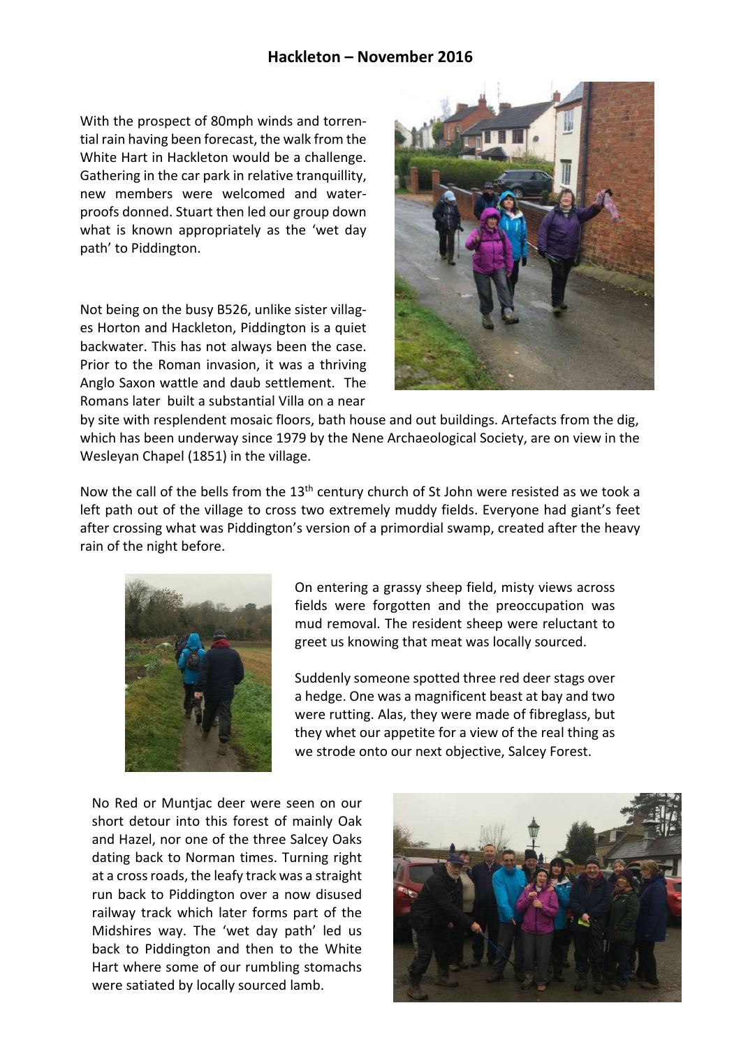## Hackleton – November 2016

With the prospect of 80mph winds and torrential rain having been forecast, the walk from the White Hart in Hackleton would be a challenge. Gathering in the car park in relative tranquillity, new members were welcomed and waterproofs donned. Stuart then led our group down what is known appropriately as the 'wet day path' to Piddington.

Not being on the busy B526, unlike sister villages Horton and Hackleton, Piddington is a quiet backwater. This has not always been the case. Prior to the Roman invasion, it was a thriving Anglo Saxon wattle and daub settlement. The Romans later built a substantial Villa on a near by site with resplendent mosaic floors, bath house and out buildings. Artefacts from the dig, which has been underway since 1979 by the Nene Archaeological Society, are on view in the Wesleyan Chapel (1851) in the village.

Now the call of the bells from the 13th century church of St John were resisted as we took a left path out of the village to cross two extremely muddy fields. Everyone had giant's feet after crossing what was Piddington's version of a primordial swamp, created after the heavy rain of the night before.

On entering a grassy sheep field, misty views across fields were forgotten and the preoccupation was mud removal. The resident sheep were reluctant to greet us knowing that meat was locally sourced.

Suddenly someone spotted three red deer stags over a hedge. One was a magnificent beast at bay and two were rutting. Alas, they were made of fibreglass, but they whet our appetite for a view of the real thing as we strode onto our next objective, Salcey Forest.

No Red or Muntjac deer were seen on our short detour into this forest of mainly Oak and Hazel, nor one of the three Salcey Oaks dating back to Norman times. Turning right at a cross roads, the leafy track was a straight run back to Piddington over a now disused railway track which later forms part of the Midshires way. The 'wet day path' led us back to Piddington and then to the White Hart where some of our rumbling stomachs were satiated by locally sourced lamb.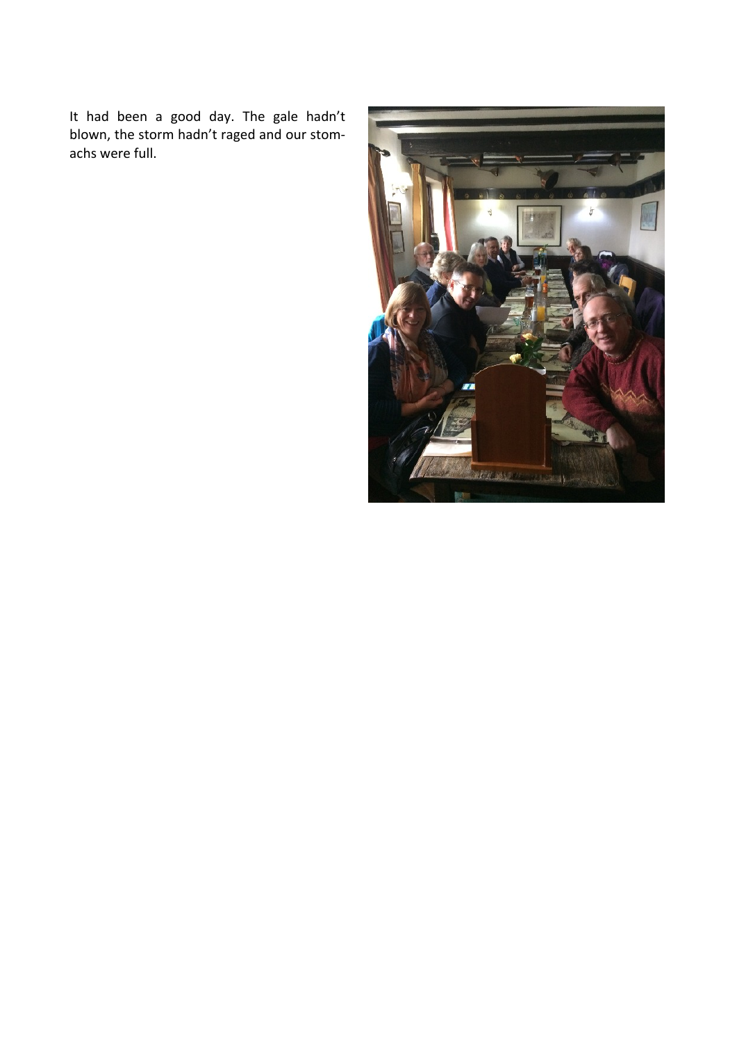It had been a good day. The gale hadn't blown, the storm hadn't raged and our stomachs were full.